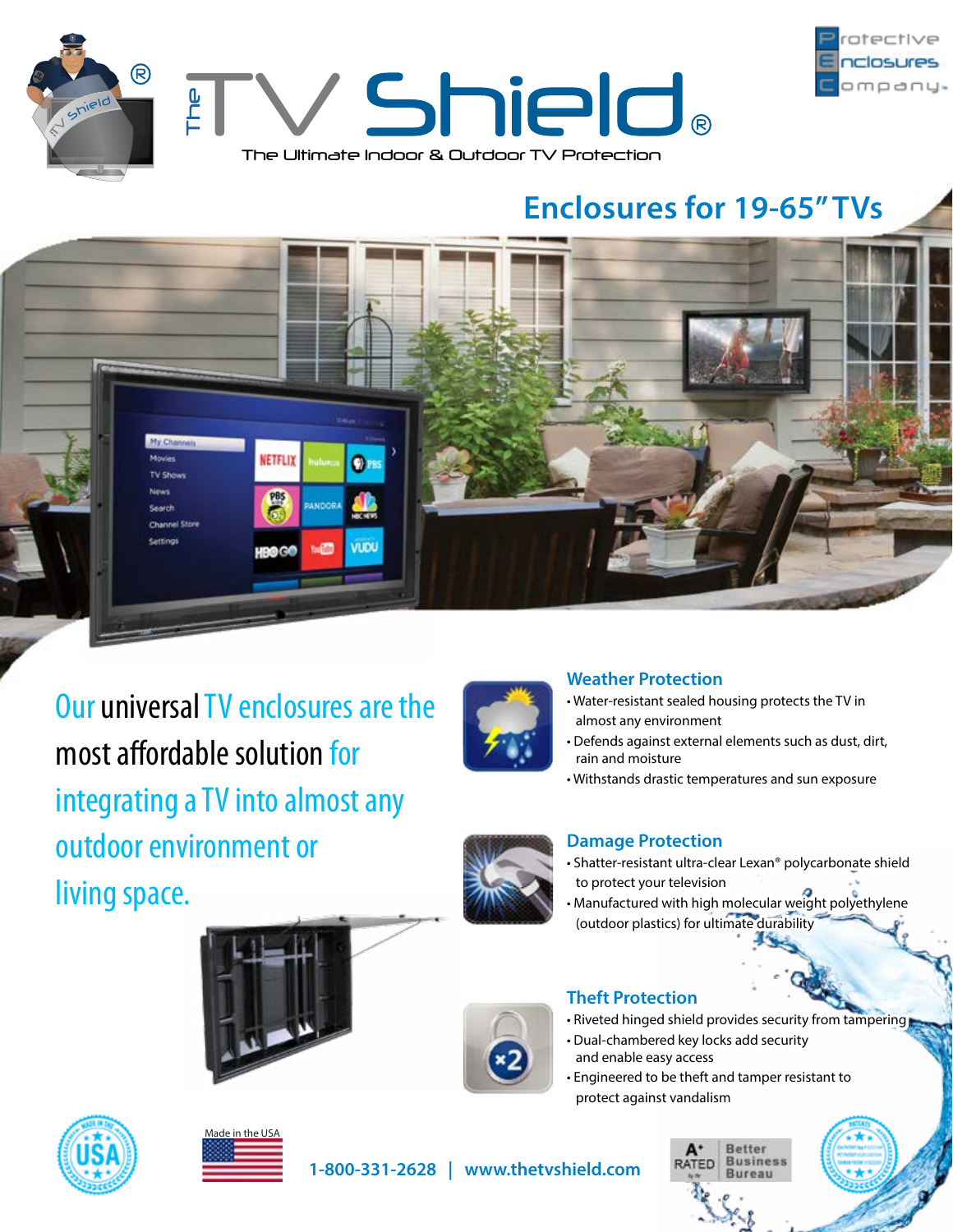# The TV Shield®

The Ultimate Indoor & Outdoor TV Protection

Protective Enclosures Company.

## Enclosures for 19-65" TVs

Our universal TV enclosures are the most affordable solution for integrating a TV into almost any outdoor environment or living space.

### Weather Protection

- Water-resistant sealed housing protects the TV in almost any environment
- Defends against external elements such as dust, dirt, rain and moisture
- Withstands drastic temperatures and sun exposure

### Damage Protection

- Shatter-resistant ultra-clear Lexan® polycarbonate shield to protect your television
- Manufactured with high molecular weight polyethylene (outdoor plastics) for ultimate durability

### Theft Protection

- Riveted hinged shield provides security from tampering
- Dual-chambered key locks add security and enable easy access
- Engineered to be theft and tamper resistant to protect against vandalism

Made in the USA

1-800-331-2628 | www.thetvshield.com

A+ RATED Better Business Bureau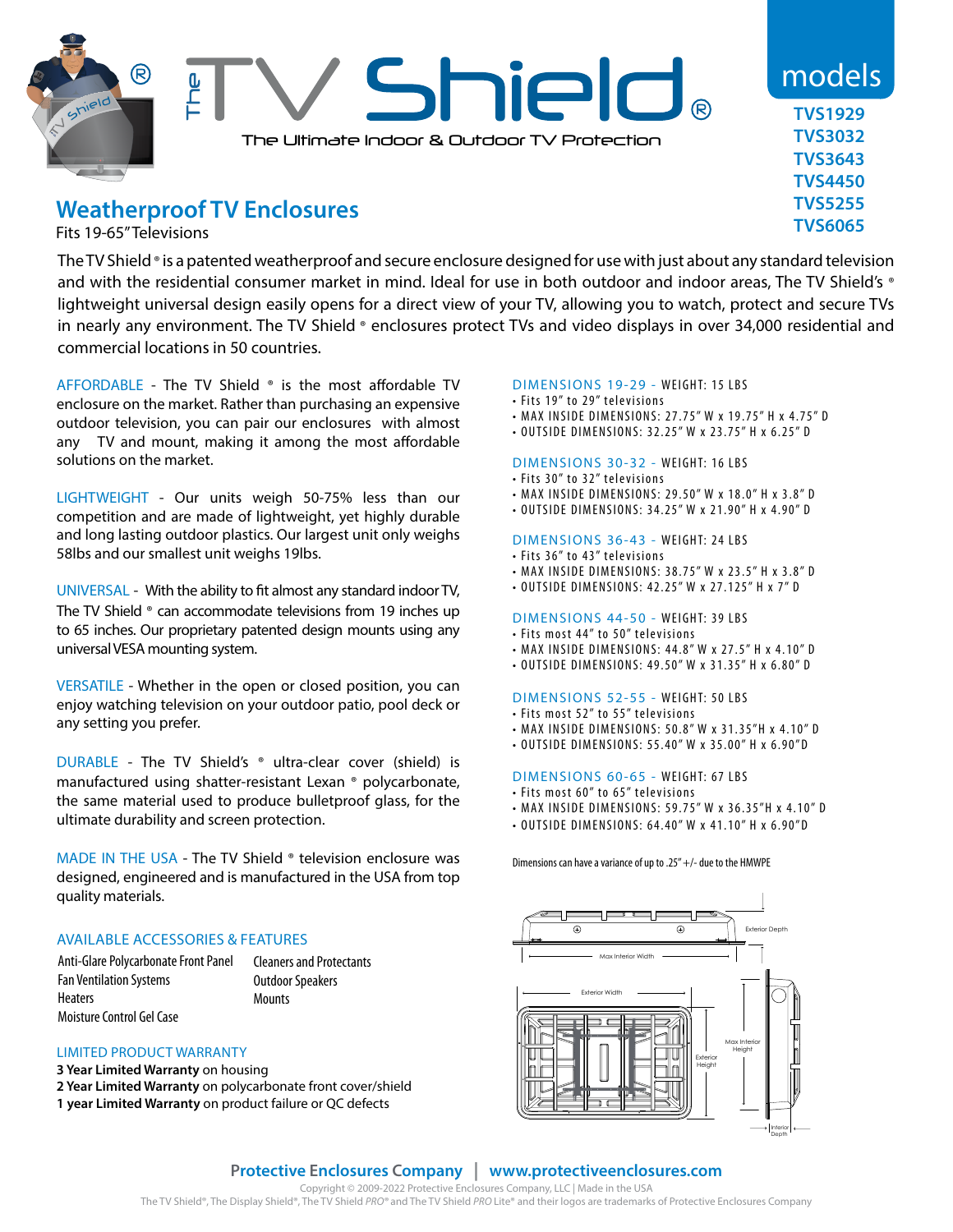# The TV Shield®

The Ultimate Indoor & Outdoor TV Protection

## models

TVS1929
TVS3032
TVS3643
TVS4450
TVS5255
TVS6065

## Weatherproof TV Enclosures

Fits 19-65" Televisions

The TV Shield ® is a patented weatherproof and secure enclosure designed for use with just about any standard television and with the residential consumer market in mind. Ideal for use in both outdoor and indoor areas, The TV Shield's ® lightweight universal design easily opens for a direct view of your TV, allowing you to watch, protect and secure TVs in nearly any environment. The TV Shield ® enclosures protect TVs and video displays in over 34,000 residential and commercial locations in 50 countries.

AFFORDABLE - The TV Shield ® is the most affordable TV enclosure on the market. Rather than purchasing an expensive outdoor television, you can pair our enclosures with almost any TV and mount, making it among the most affordable solutions on the market.

LIGHTWEIGHT - Our units weigh 50-75% less than our competition and are made of lightweight, yet highly durable and long lasting outdoor plastics. Our largest unit only weighs 58lbs and our smallest unit weighs 19lbs.

UNIVERSAL - With the ability to fit almost any standard indoor TV, The TV Shield ® can accommodate televisions from 19 inches up to 65 inches. Our proprietary patented design mounts using any universal VESA mounting system.

VERSATILE - Whether in the open or closed position, you can enjoy watching television on your outdoor patio, pool deck or any setting you prefer.

DURABLE - The TV Shield's ® ultra-clear cover (shield) is manufactured using shatter-resistant Lexan ® polycarbonate, the same material used to produce bulletproof glass, for the ultimate durability and screen protection.

MADE IN THE USA - The TV Shield ® television enclosure was designed, engineered and is manufactured in the USA from top quality materials.

### AVAILABLE ACCESSORIES & FEATURES

- Anti-Glare Polycarbonate Front Panel
- Fan Ventilation Systems
- Heaters
- Moisture Control Gel Case
- Cleaners and Protectants
- Outdoor Speakers
- Mounts

### LIMITED PRODUCT WARRANTY

**3 Year Limited Warranty** on housing
**2 Year Limited Warranty** on polycarbonate front cover/shield
**1 year Limited Warranty** on product failure or QC defects

### DIMENSIONS 19-29 - WEIGHT: 15 LBS

- Fits 19" to 29" televisions
- MAX INSIDE DIMENSIONS: 27.75" W x 19.75" H x 4.75" D
- OUTSIDE DIMENSIONS: 32.25" W x 23.75" H x 6.25" D

### DIMENSIONS 30-32 - WEIGHT: 16 LBS

- Fits 30" to 32" televisions
- MAX INSIDE DIMENSIONS: 29.50" W x 18.0" H x 3.8" D
- OUTSIDE DIMENSIONS: 34.25" W x 21.90" H x 4.90" D

### DIMENSIONS 36-43 - WEIGHT: 24 LBS

- Fits 36" to 43" televisions
- MAX INSIDE DIMENSIONS: 38.75" W x 23.5" H x 3.8" D
- OUTSIDE DIMENSIONS: 42.25" W x 27.125" H x 7" D

### DIMENSIONS 44-50 - WEIGHT: 39 LBS

- Fits most 44" to 50" televisions
- MAX INSIDE DIMENSIONS: 44.8" W x 27.5" H x 4.10" D
- OUTSIDE DIMENSIONS: 49.50" W x 31.35" H x 6.80" D

### DIMENSIONS 52-55 - WEIGHT: 50 LBS

- Fits most 52" to 55" televisions
- MAX INSIDE DIMENSIONS: 50.8" W x 31.35"H x 4.10" D
- OUTSIDE DIMENSIONS: 55.40" W x 35.00" H x 6.90"D

### DIMENSIONS 60-65 - WEIGHT: 67 LBS

- Fits most 60" to 65" televisions
- MAX INSIDE DIMENSIONS: 59.75" W x 36.35"H x 4.10" D
- OUTSIDE DIMENSIONS: 64.40" W x 41.10" H x 6.90"D

Dimensions can have a variance of up to .25" +/- due to the HMWPE

Exterior Depth
Max Interior Width
Exterior Width
Max Interior Height
Exterior Height
Interior Depth

**Protective Enclosures Company | www.protectiveenclosures.com**

Copyright © 2009-2022 Protective Enclosures Company, LLC | Made in the USA
The TV Shield®, The Display Shield®, The TV Shield *PRO*® and The TV Shield *PRO* Lite® and their logos are trademarks of Protective Enclosures Company